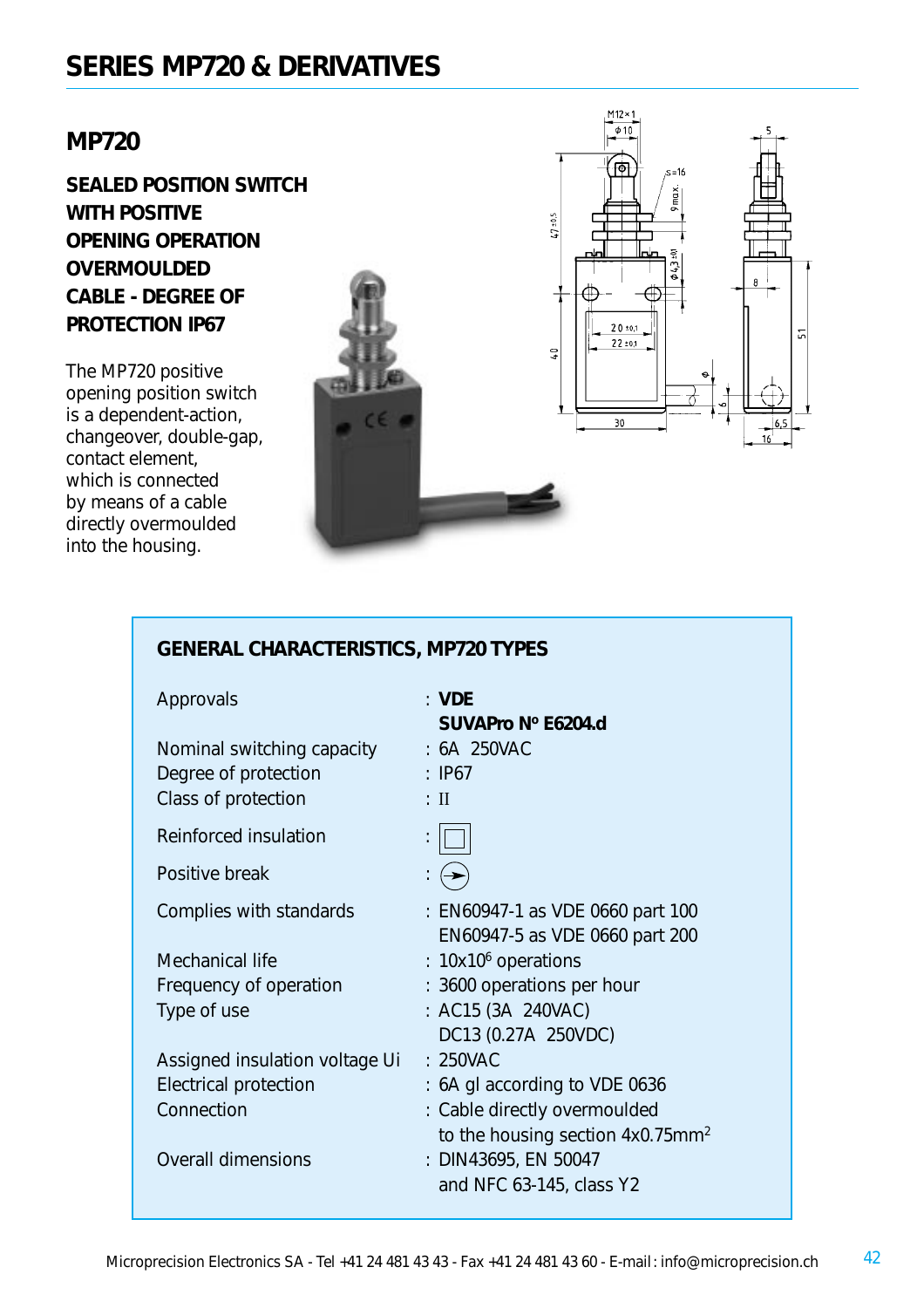# SERIES MP720 & DERIVATIVES

## MP720

**SEALED POSITION SWITCH WITH POSITIVE OPENING OPERATION OVERMOULDED CABLE - DEGREE OF PROTECTION IP67**

The MP720 positive opening position switch is a dependent-action, changeover, double-gap, contact element, which is connected by means of a cable directly overmoulded into the housing.

### GENERAL CHARACTERISTICS, MP720 TYPES

| | |
|---|---|
| Approvals | : **VDE** **SUVAPro N° E6204.d** |
| Nominal switching capacity | : 6A 250VAC |
| Degree of protection | : IP67 |
| Class of protection | : II |
| Reinforced insulation | : ⧈ |
| Positive break | : ⊖ |
| Complies with standards | : EN60947-1 as VDE 0660 part 100<br>EN60947-5 as VDE 0660 part 200 |
| Mechanical life | : $10x10^6$ operations |
| Frequency of operation | : 3600 operations per hour |
| Type of use | : AC15 (3A 240VAC)<br>DC13 (0.27A 250VDC) |
| Assigned insulation voltage Ui | : 250VAC |
| Electrical protection | : 6A gl according to VDE 0636 |
| Connection | : Cable directly overmoulded to the housing section $4x0.75mm^2$ |
| Overall dimensions | : DIN43695, EN 50047 and NFC 63-145, class Y2 |

Microprecision Electronics SA - Tel +41 24 481 43 43 - Fax +41 24 481 43 60 - E-mail : info@microprecision.ch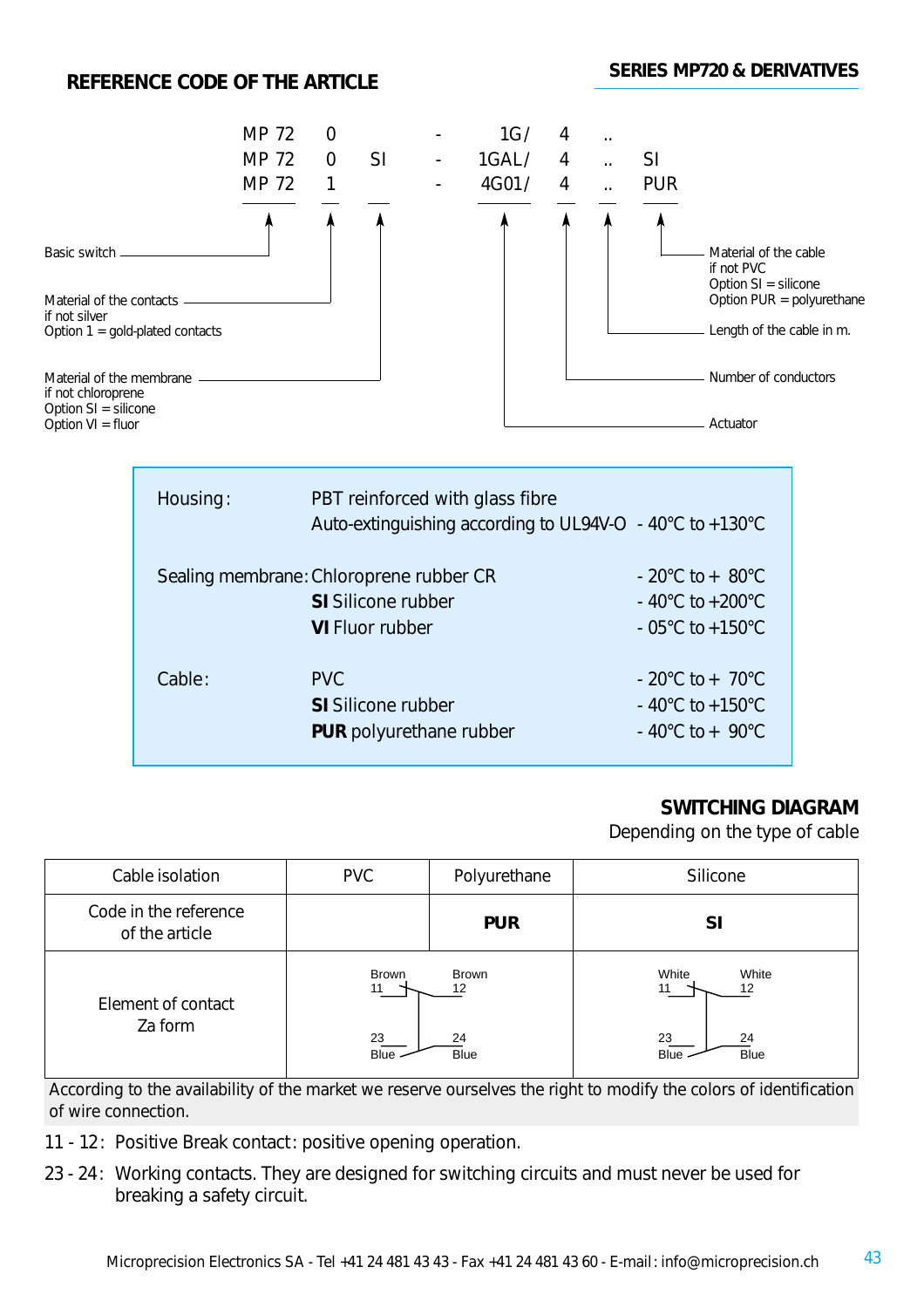## REFERENCE CODE OF THE ARTICLE

**SERIES MP720 & DERIVATIVES**

| | | | | | | | |
|---|---|---|---|---|---|---|---|
| MP 72 | 0 | | - | 1G/ | 4 | .. | |
| MP 72 | 0 | SI | - | 1GAL/ | 4 | .. | SI |
| MP 72 | 1 | | - | 4G01/ | 4 | .. | PUR |

- Basic switch
- Material of the contacts if not silver
  Option 1 = gold-plated contacts
- Material of the membrane if not chloroprene
  Option SI = silicone
  Option VI = fluor
- Actuator
- Number of conductors
- Length of the cable in m.
- Material of the cable if not PVC
  Option SI = silicone
  Option PUR = polyurethane

| | | |
|---|---|---|
| Housing: | PBT reinforced with glass fibre | |
| | Auto-extinguishing according to UL94V-O | - 40°C to +130°C |
| Sealing membrane: | Chloroprene rubber CR | - 20°C to + 80°C |
| | **SI** Silicone rubber | - 40°C to +200°C |
| | **VI** Fluor rubber | - 05°C to +150°C |
| Cable: | PVC | - 20°C to + 70°C |
| | **SI** Silicone rubber | - 40°C to +150°C |
| | **PUR** polyurethane rubber | - 40°C to + 90°C |

## SWITCHING DIAGRAM

Depending on the type of cable

| Cable isolation | PVC | Polyurethane | Silicone |
|---|---|---|---|
| Code in the reference of the article | | **PUR** | **SI** |
| Element of contact Za form | Brown 11 – Brown 12; 23 Blue – 24 Blue | | White 11 – White 12; 23 Blue – 24 Blue |

According to the availability of the market we reserve ourselves the right to modify the colors of identification of wire connection.

11 - 12: Positive Break contact: positive opening operation.

23 - 24: Working contacts. They are designed for switching circuits and must never be used for breaking a safety circuit.

Microprecision Electronics SA - Tel +41 24 481 43 43 - Fax +41 24 481 43 60 - E-mail: info@microprecision.ch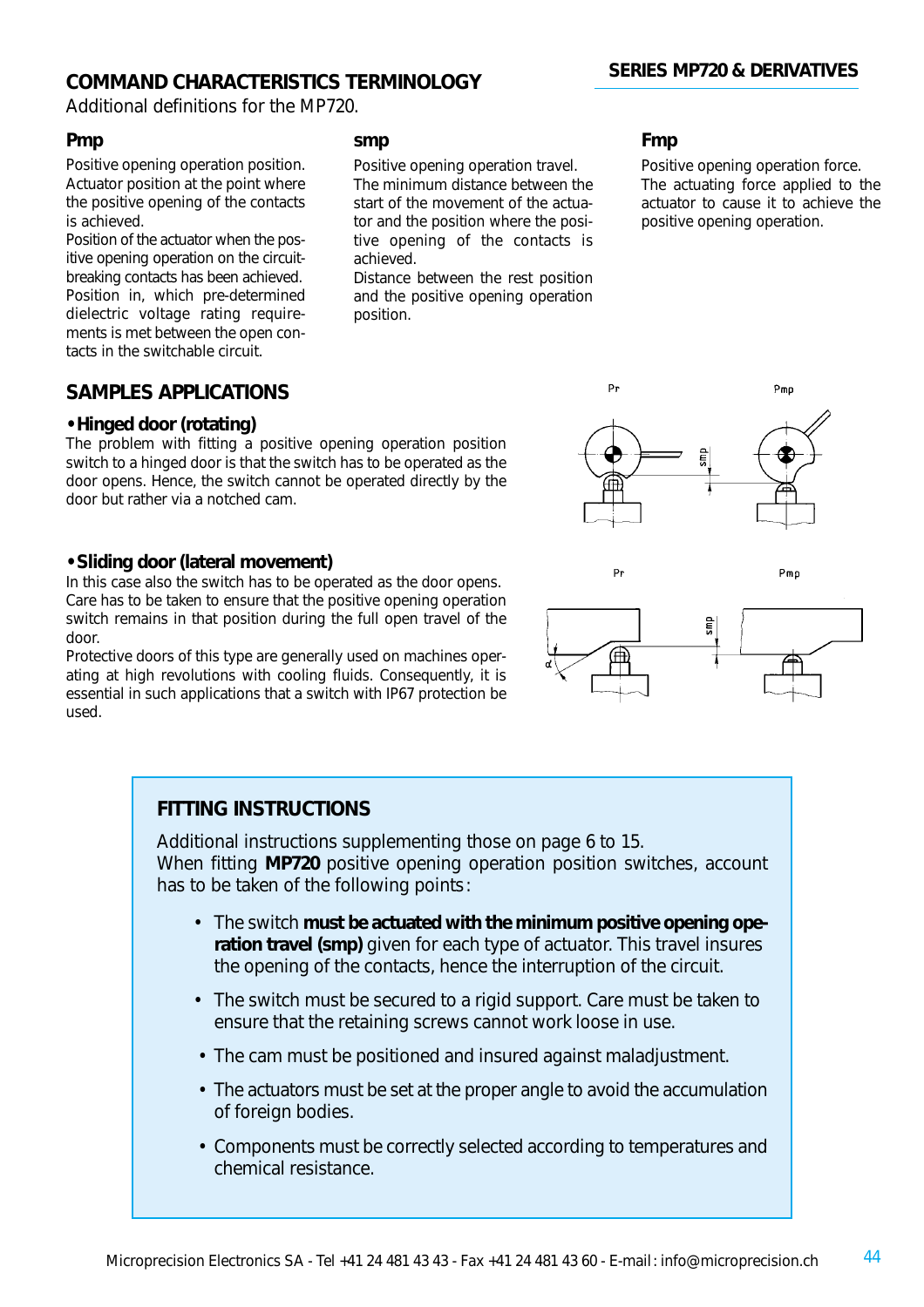## COMMAND CHARACTERISTICS TERMINOLOGY

Additional definitions for the MP720.

### Pmp

Positive opening operation position. Actuator position at the point where the positive opening of the contacts is achieved.

Position of the actuator when the positive opening operation on the circuit-breaking contacts has been achieved.

Position in, which pre-determined dielectric voltage rating requirements is met between the open contacts in the switchable circuit.

### smp

Positive opening operation travel. The minimum distance between the start of the movement of the actuator and the position where the positive opening of the contacts is achieved.

Distance between the rest position and the positive opening operation position.

### Fmp

Positive opening operation force. The actuating force applied to the actuator to cause it to achieve the positive opening operation.

## SAMPLES APPLICATIONS

**• Hinged door (rotating)**

The problem with fitting a positive opening operation position switch to a hinged door is that the switch has to be operated as the door opens. Hence, the switch cannot be operated directly by the door but rather via a notched cam.

**• Sliding door (lateral movement)**

In this case also the switch has to be operated as the door opens. Care has to be taken to ensure that the positive opening operation switch remains in that position during the full open travel of the door.

Protective doors of this type are generally used on machines operating at high revolutions with cooling fluids. Consequently, it is essential in such applications that a switch with IP67 protection be used.

## FITTING INSTRUCTIONS

Additional instructions supplementing those on page 6 to 15.
When fitting **MP720** positive opening operation position switches, account has to be taken of the following points:

- The switch **must be actuated with the minimum positive opening operation travel (smp)** given for each type of actuator. This travel insures the opening of the contacts, hence the interruption of the circuit.
- The switch must be secured to a rigid support. Care must be taken to ensure that the retaining screws cannot work loose in use.
- The cam must be positioned and insured against maladjustment.
- The actuators must be set at the proper angle to avoid the accumulation of foreign bodies.
- Components must be correctly selected according to temperatures and chemical resistance.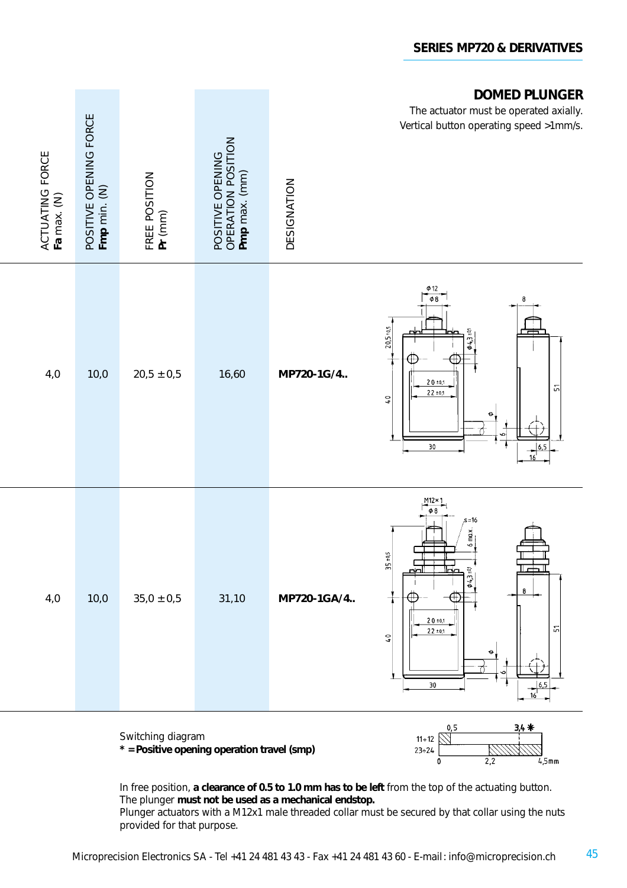## DOMED PLUNGER

The actuator must be operated axially.
Vertical button operating speed >1mm/s.

| ACTUATING FORCE **Fa** max. (N) | POSITIVE OPENING FORCE **Fmp** min. (N) | FREE POSITION **Pr** (mm) | POSITIVE OPENING OPERATION POSITION **Pmp** max. (mm) | DESIGNATION |
|---|---|---|---|---|
| 4,0 | 10,0 | 20,5 ± 0,5 | 16,60 | **MP720-1G/4..** |
| 4,0 | 10,0 | 35,0 ± 0,5 | 31,10 | **MP720-1GA/4..** |

Switching diagram
**\* = Positive opening operation travel (smp)**

In free position, **a clearance of 0.5 to 1.0 mm has to be left** from the top of the actuating button.
The plunger **must not be used as a mechanical endstop.**
Plunger actuators with a M12x1 male threaded collar must be secured by that collar using the nuts provided for that purpose.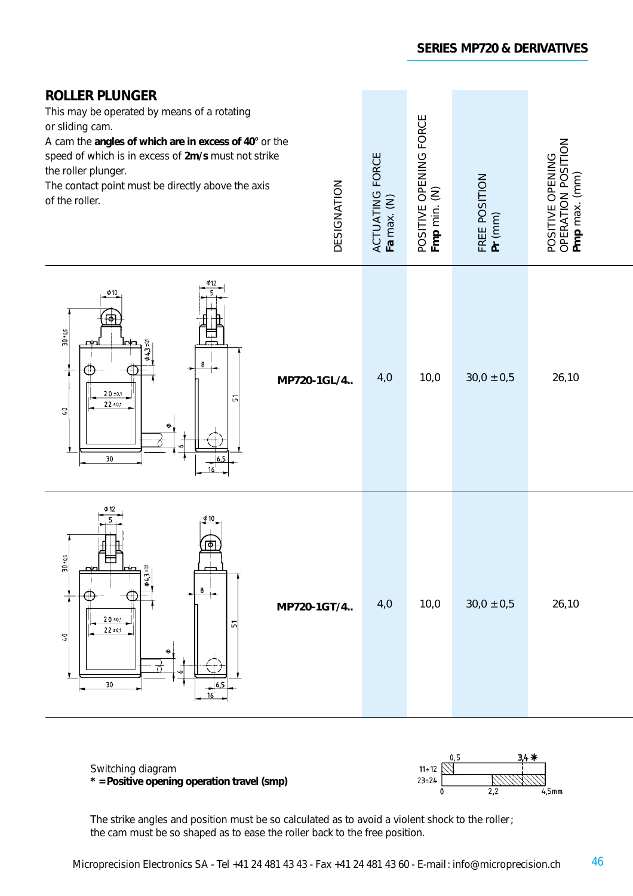## ROLLER PLUNGER

This may be operated by means of a rotating or sliding cam.
A cam the **angles of which are in excess of 40°** or the speed of which is in excess of **2m/s** must not strike the roller plunger.
The contact point must be directly above the axis of the roller.

| DESIGNATION | ACTUATING FORCE **Fa** max. (N) | POSITIVE OPENING FORCE **Fmp** min. (N) | FREE POSITION **Pr** (mm) | POSITIVE OPENING OPERATION POSITION **Pmp** max. (mm) |
|---|---|---|---|---|
| **MP720-1GL/4..** | 4,0 | 10,0 | 30,0 ± 0,5 | 26,10 |
| **MP720-1GT/4..** | 4,0 | 10,0 | 30,0 ± 0,5 | 26,10 |

Switching diagram
**\* = Positive opening operation travel (smp)**

The strike angles and position must be so calculated as to avoid a violent shock to the roller; the cam must be so shaped as to ease the roller back to the free position.

Microprecision Electronics SA - Tel +41 24 481 43 43 - Fax +41 24 481 43 60 - E-mail: info@microprecision.ch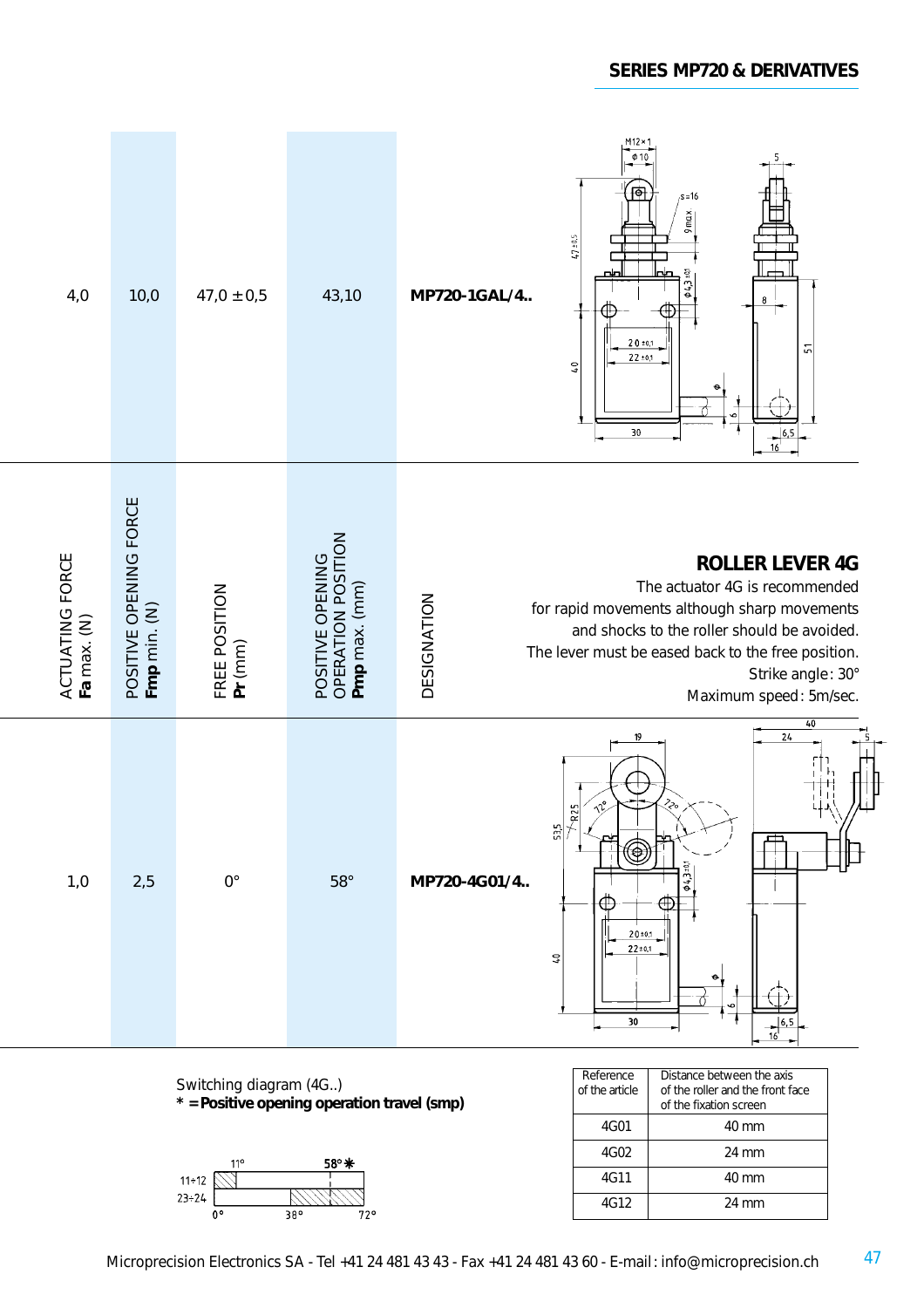## SERIES MP720 & DERIVATIVES

| ACTUATING FORCE **Fa** max. (N) | POSITIVE OPENING FORCE **Fmp** min. (N) | FREE POSITION **Pr** (mm) | POSITIVE OPENING OPERATION POSITION **Pmp** max. (mm) | DESIGNATION |
|---|---|---|---|---|
| 4,0 | 10,0 | 47,0 ± 0,5 | 43,10 | **MP720-1GAL/4..** |
| 1,0 | 2,5 | 0° | 58° | **MP720-4G01/4..** |

M12×1
ø10
s=16
9max
47±0,5
ø4,3±0,1
20±0,1
22±0,1
40
30
6
5
8
51
6,5
16

## ROLLER LEVER 4G

The actuator 4G is recommended for rapid movements although sharp movements and shocks to the roller should be avoided. The lever must be eased back to the free position.
Strike angle: 30°
Maximum speed: 5m/sec.

19
R25
72°
72°
53,5
ø4,3±0,1
20±0,1
22±0,1
40
30
6
40
24
5
6,5
16

Switching diagram (4G..)
**\* = Positive opening operation travel (smp)**

11°
58°*
11÷12
23÷24
0°
38°
72°

| Reference of the article | Distance between the axis of the roller and the front face of the fixation screen |
|---|---|
| 4G01 | 40 mm |
| 4G02 | 24 mm |
| 4G11 | 40 mm |
| 4G12 | 24 mm |

Microprecision Electronics SA - Tel +41 24 481 43 43 - Fax +41 24 481 43 60 - E-mail: info@microprecision.ch